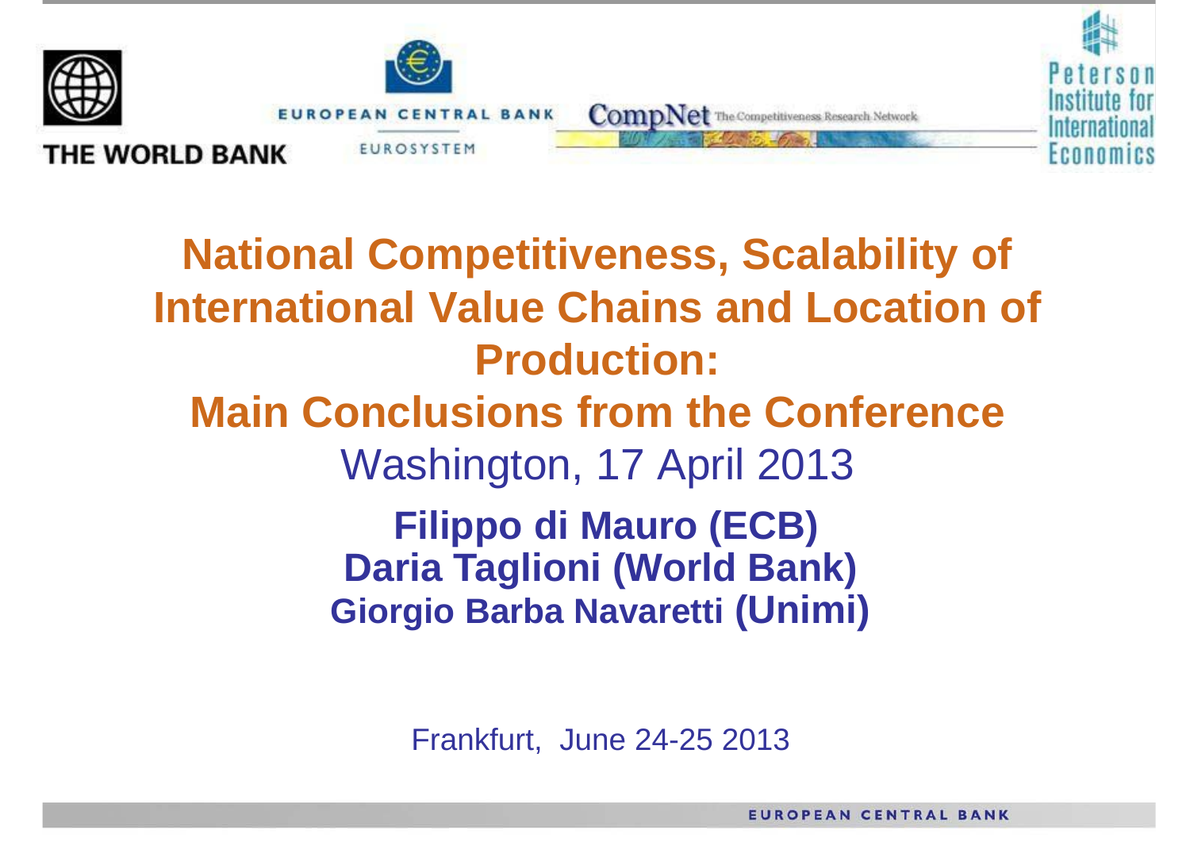# National Competitiveness, Scalability of International Value Chains and Location of Production:

## Main Conclusions from the Conference

Washington, 17 April 2013

**Filippo di Mauro (ECB)**
**Daria Taglioni (World Bank)**
**Giorgio Barba Navaretti (Unimi)**

Frankfurt, June 24-25 2013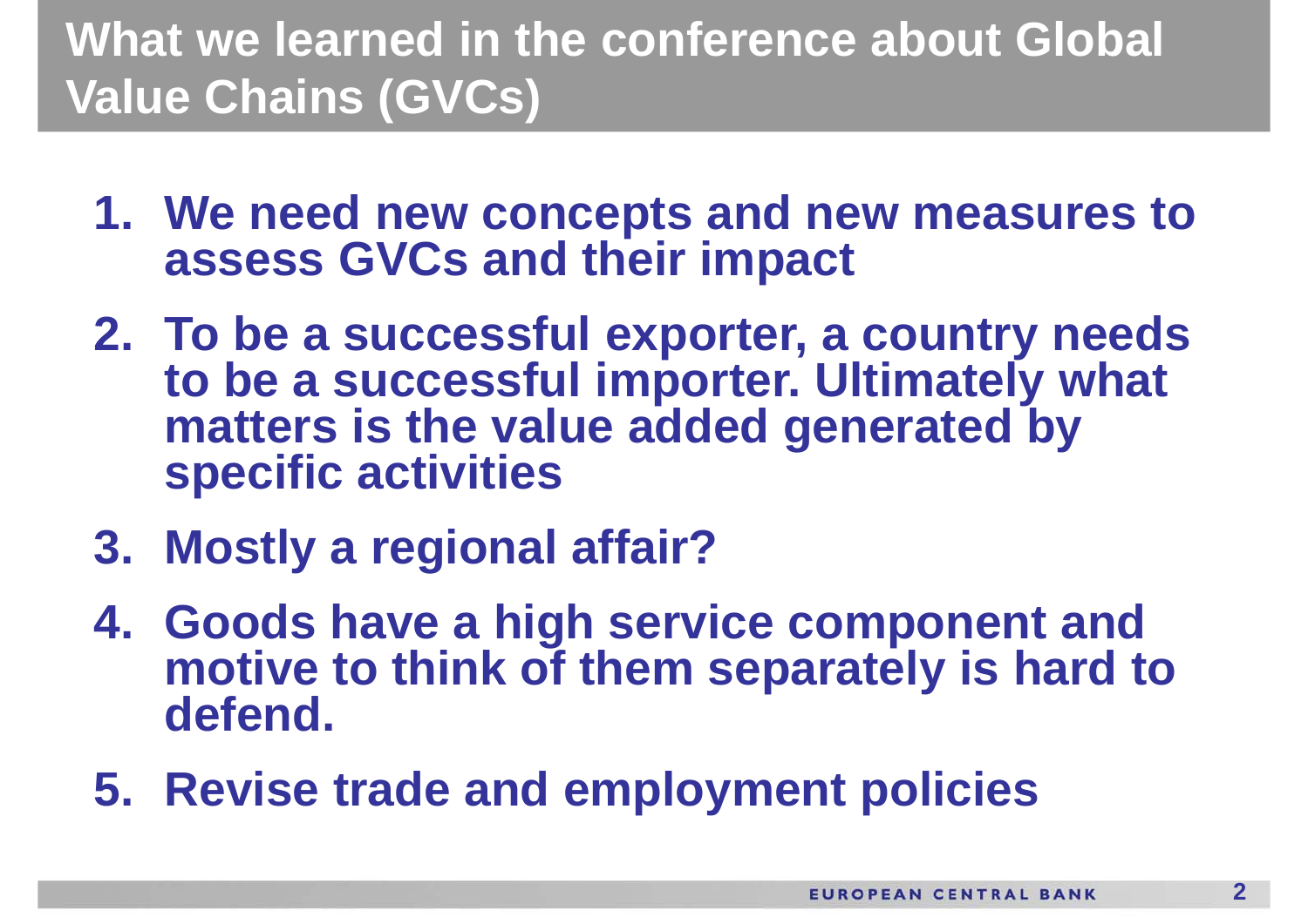# What we learned in the conference about Global Value Chains (GVCs)

1. **We need new concepts and new measures to assess GVCs and their impact**
2. **To be a successful exporter, a country needs to be a successful importer. Ultimately what matters is the value added generated by specific activities**
3. **Mostly a regional affair?**
4. **Goods have a high service component and motive to think of them separately is hard to defend.**
5. **Revise trade and employment policies**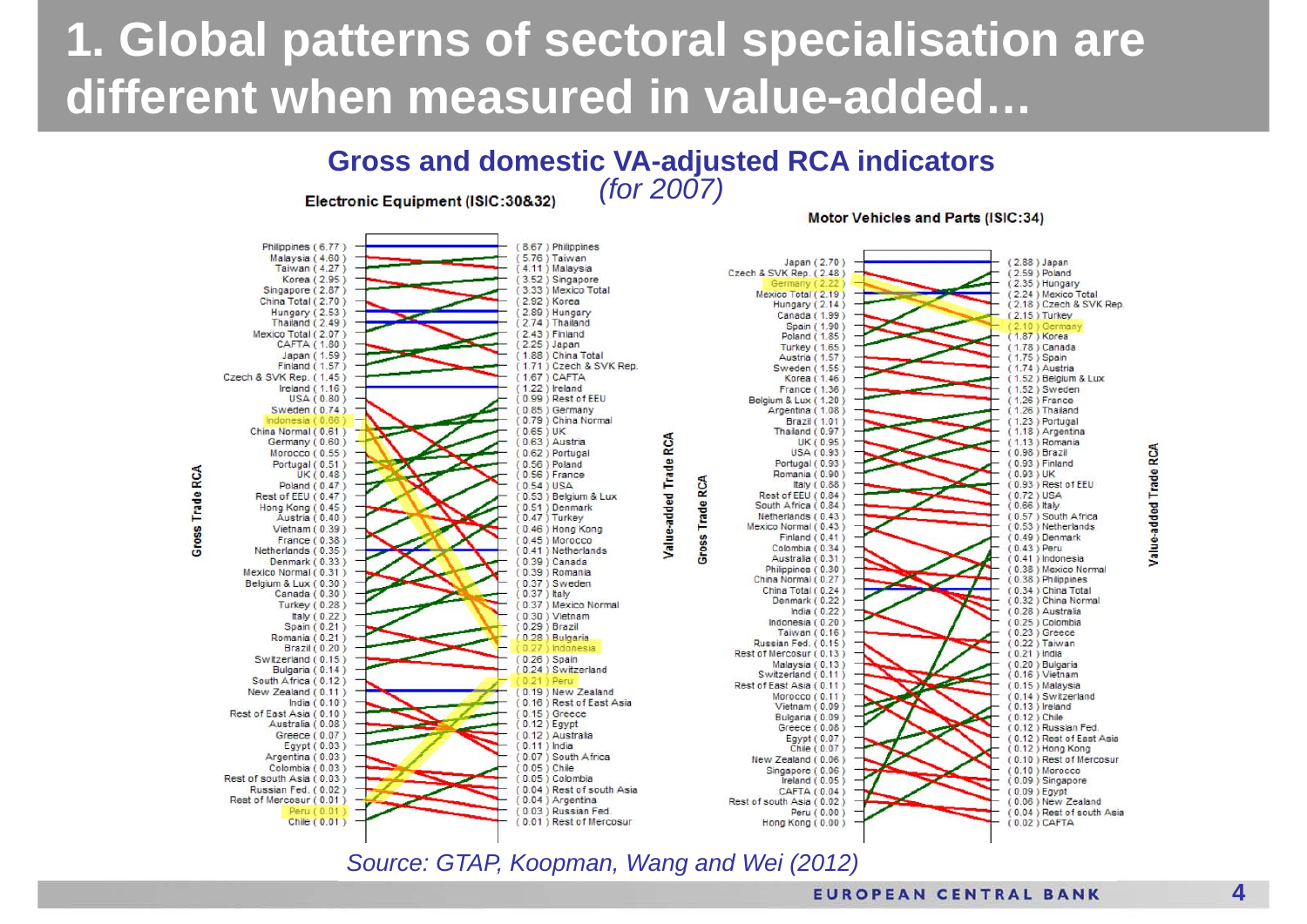# 1. Global patterns of sectoral specialisation are different when measured in value-added…

## Gross and domestic VA-adjusted RCA indicators

*(for 2007)*

### Electronic Equipment (ISIC:30&32)

| Gross Trade RCA | | Value-added Trade RCA | |
|---|---|---|---|
| Philippines | 6.77 | 8.67 | Philippines |
| Malaysia | 4.60 | 5.76 | Taiwan |
| Taiwan | 4.27 | 4.11 | Malaysia |
| Korea | 2.95 | 3.52 | Singapore |
| Singapore | 2.87 | 3.33 | Mexico Total |
| China Total | 2.70 | 2.92 | Korea |
| Hungary | 2.53 | 2.89 | Hungary |
| Thailand | 2.49 | 2.74 | Thailand |
| Mexico Total | 2.07 | 2.43 | Finland |
| CAFTA | 1.80 | 2.25 | Japan |
| Japan | 1.59 | 1.88 | China Total |
| Finland | 1.57 | 1.71 | Czech & SVK Rep. |
| Czech & SVK Rep. | 1.45 | 1.67 | CAFTA |
| Ireland | 1.16 | 1.22 | Ireland |
| USA | 0.80 | 0.99 | Rest of EEU |
| Sweden | 0.74 | 0.85 | Germany |
| Indonesia | 0.66 | 0.79 | China Normal |
| China Normal | 0.61 | 0.65 | UK |
| Germany | 0.60 | 0.63 | Austria |
| Morocco | 0.55 | 0.62 | Portugal |
| Portugal | 0.51 | 0.56 | Poland |
| UK | 0.48 | 0.56 | France |
| Poland | 0.47 | 0.54 | USA |
| Rest of EEU | 0.47 | 0.53 | Belgium & Lux |
| Hong Kong | 0.45 | 0.51 | Denmark |
| Austria | 0.40 | 0.47 | Turkey |
| Vietnam | 0.39 | 0.46 | Hong Kong |
| France | 0.38 | 0.45 | Morocco |
| Netherlands | 0.35 | 0.41 | Netherlands |
| Denmark | 0.33 | 0.39 | Canada |
| Mexico Normal | 0.31 | 0.39 | Romania |
| Belgium & Lux | 0.30 | 0.37 | Sweden |
| Canada | 0.30 | 0.37 | Italy |
| Turkey | 0.28 | 0.37 | Mexico Normal |
| Italy | 0.22 | 0.30 | Vietnam |
| Spain | 0.21 | 0.29 | Brazil |
| Romania | 0.21 | 0.28 | Bulgaria |
| Brazil | 0.20 | 0.27 | Indonesia |
| Switzerland | 0.15 | 0.26 | Spain |
| Bulgaria | 0.14 | 0.24 | Switzerland |
| South Africa | 0.12 | 0.21 | Peru |
| New Zealand | 0.11 | 0.19 | New Zealand |
| India | 0.10 | 0.16 | Rest of East Asia |
| Rest of East Asia | 0.10 | 0.15 | Greece |
| Australia | 0.08 | 0.12 | Egypt |
| Greece | 0.07 | 0.12 | Australia |
| Egypt | 0.03 | 0.11 | India |
| Argentina | 0.03 | 0.07 | South Africa |
| Colombia | 0.03 | 0.05 | Chile |
| Rest of south Asia | 0.03 | 0.05 | Colombia |
| Russian Fed. | 0.02 | 0.04 | Rest of south Asia |
| Rest of Mercosur | 0.01 | 0.04 | Argentina |
| Peru | 0.01 | 0.03 | Russian Fed. |
| Chile | 0.01 | 0.01 | Rest of Mercosur |

### Motor Vehicles and Parts (ISIC:34)

| Gross Trade RCA | | Value-added Trade RCA | |
|---|---|---|---|
| Japan | 2.70 | 2.88 | Japan |
| Czech & SVK Rep. | 2.48 | 2.59 | Poland |
| Germany | 2.22 | 2.35 | Hungary |
| Mexico Total | 2.19 | 2.24 | Mexico Total |
| Hungary | 2.14 | 2.18 | Czech & SVK Rep. |
| Canada | 1.99 | 2.15 | Turkey |
| Spain | 1.90 | 2.10 | Germany |
| Poland | 1.85 | 1.87 | Korea |
| Turkey | 1.65 | 1.78 | Canada |
| Austria | 1.57 | 1.75 | Spain |
| Sweden | 1.52 | 1.74 | Austria |
| Korea | 1.46 | 1.52 | Belgium & Lux |
| France | 1.36 | 1.52 | Sweden |
| Belgium & Lux | 1.20 | 1.26 | France |
| Argentina | 1.08 | 1.26 | Thailand |
| Brazil | 1.01 | 1.23 | Portugal |
| Thailand | 0.97 | 1.18 | Argentina |
| UK | 0.95 | 1.13 | Romania |
| USA | 0.93 | 0.98 | Brazil |
| Portugal | 0.93 | 0.93 | Finland |
| Romania | 0.90 | 0.93 | UK |
| Italy | 0.88 | 0.93 | Rest of EEU |
| Rest of EEU | 0.84 | 0.72 | USA |
| South Africa | 0.84 | 0.66 | Italy |
| Netherlands | 0.43 | 0.57 | South Africa |
| Mexico Normal | 0.43 | 0.53 | Netherlands |
| Finland | 0.41 | 0.49 | Denmark |
| Colombia | 0.34 | 0.43 | Peru |
| Australia | 0.31 | 0.41 | Indonesia |
| Philippines | 0.30 | 0.38 | Mexico Normal |
| China Normal | 0.27 | 0.38 | Philippines |
| China Total | 0.24 | 0.34 | China Total |
| Denmark | 0.22 | 0.32 | China Normal |
| India | 0.22 | 0.28 | Australia |
| Indonesia | 0.20 | 0.25 | Colombia |
| Taiwan | 0.16 | 0.23 | Greece |
| Russian Fed. | 0.15 | 0.22 | Taiwan |
| Rest of Mercosur | 0.13 | 0.21 | India |
| Malaysia | 0.13 | 0.20 | Bulgaria |
| Switzerland | 0.11 | 0.16 | Vietnam |
| Rest of East Asia | 0.11 | 0.15 | Malaysia |
| Morocco | 0.11 | 0.14 | Switzerland |
| Vietnam | 0.09 | 0.13 | Ireland |
| Bulgaria | 0.09 | 0.12 | Chile |
| Greece | 0.08 | 0.12 | Russian Fed. |
| Egypt | 0.07 | 0.12 | Rest of East Asia |
| Chile | 0.07 | 0.12 | Hong Kong |
| New Zealand | 0.06 | 0.10 | Rest of Mercosur |
| Singapore | 0.06 | 0.10 | Morocco |
| Ireland | 0.05 | 0.09 | Singapore |
| CAFTA | 0.04 | 0.09 | Egypt |
| Rest of south Asia | 0.02 | 0.06 | New Zealand |
| Peru | 0.00 | 0.04 | Rest of south Asia |
| Hong Kong | 0.00 | 0.02 | CAFTA |

*Source: GTAP, Koopman, Wang and Wei (2012)*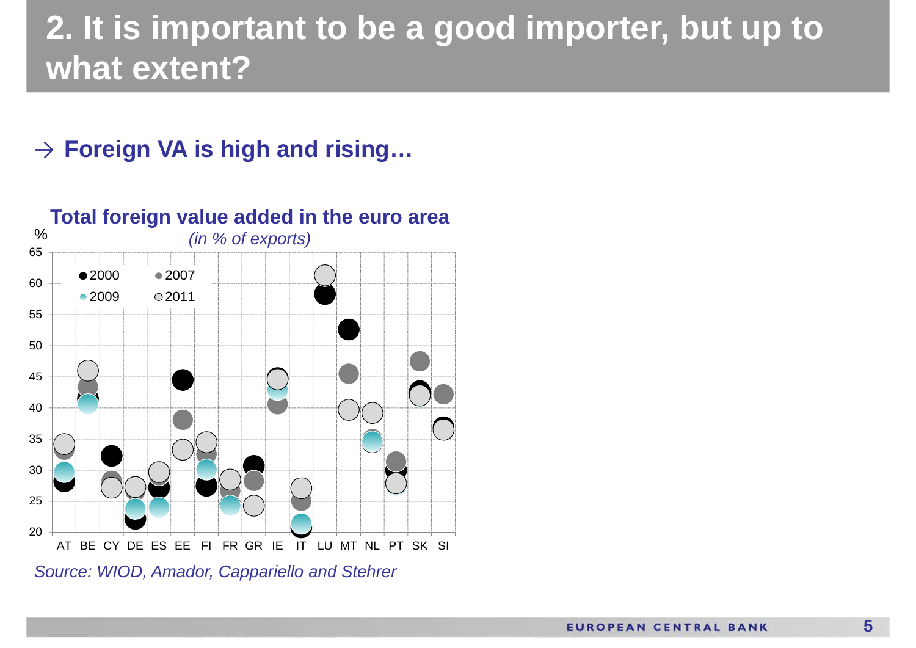# 2. It is important to be a good importer, but up to what extent?

→ **Foreign VA is high and rising…**

**Total foreign value added in the euro area**

*(in % of exports)*

%

65
60
55
50
45
40
35
30
25
20

●2000 ●2007 ●2009 ○2011

AT BE CY DE ES EE FI FR GR IE IT LU MT NL PT SK SI

*Source: WIOD, Amador, Cappariello and Stehrer*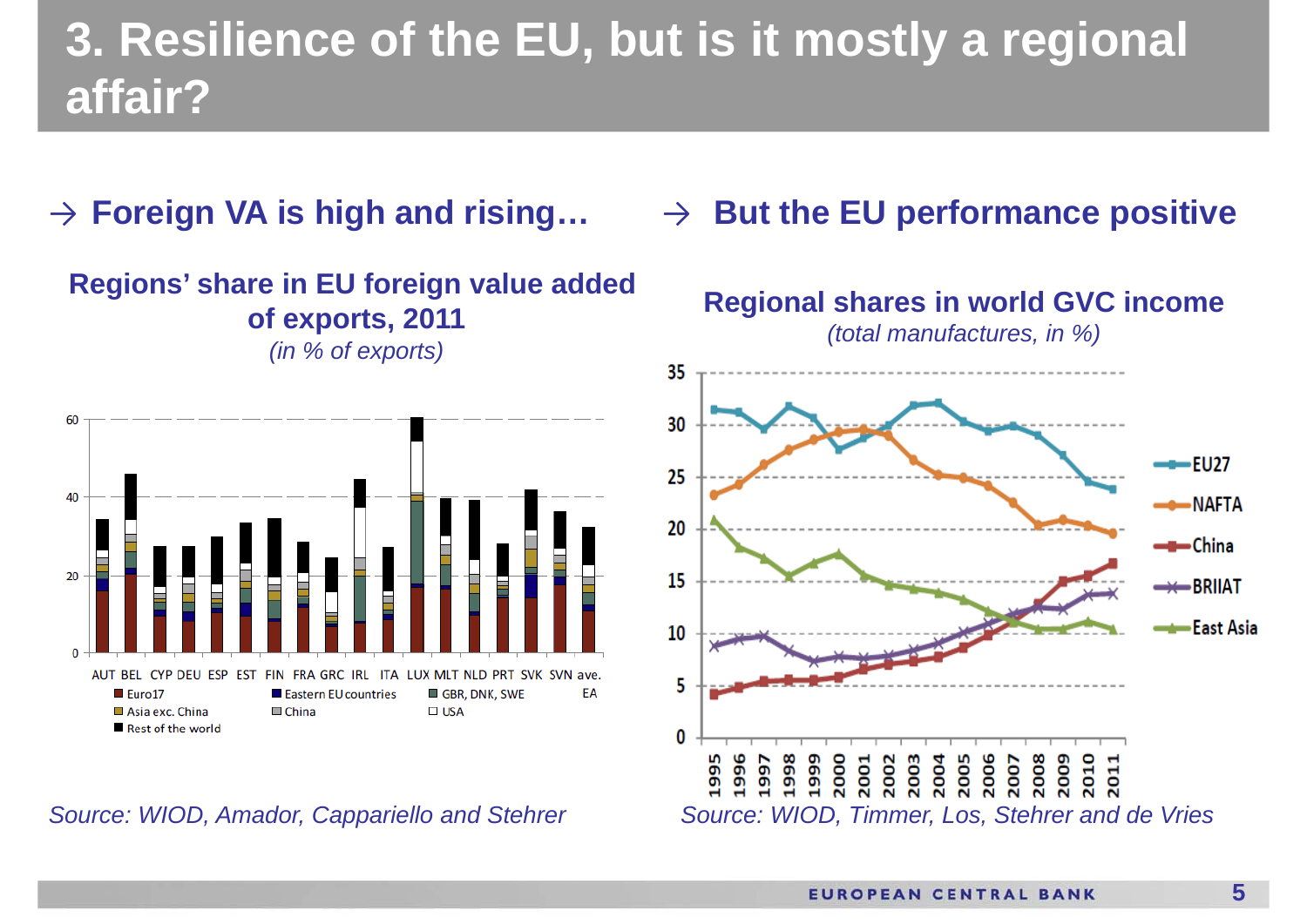# 3. Resilience of the EU, but is it mostly a regional affair?

## → Foreign VA is high and rising…

**Regions' share in EU foreign value added of exports, 2011**

*(in % of exports)*

AUT BEL CYP DEU ESP EST FIN FRA GRC IRL ITA LUX MLT NLD PRT SVK SVN ave. EA

Euro17 · Eastern EU countries · GBR, DNK, SWE · Asia exc. China · China · USA · Rest of the world

*Source: WIOD, Amador, Cappariello and Stehrer*

## → But the EU performance positive

**Regional shares in world GVC income**

*(total manufactures, in %)*

EU27 · NAFTA · China · BRIIAT · East Asia

*Source: WIOD, Timmer, Los, Stehrer and de Vries*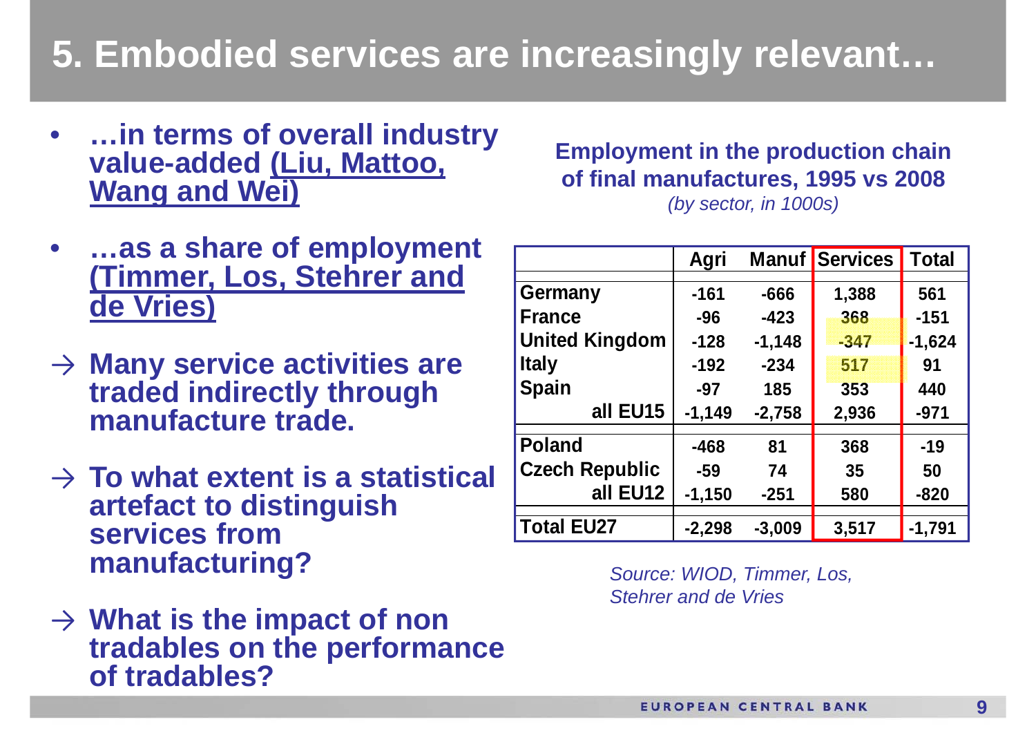# 5. Embodied services are increasingly relevant…

- **…in terms of overall industry value-added [(Liu, Mattoo, Wang and Wei)]**
- **…as a share of employment [(Timmer, Los, Stehrer and de Vries)]**

→ **Many service activities are traded indirectly through manufacture trade.**

→ **To what extent is a statistical artefact to distinguish services from manufacturing?**

→ **What is the impact of non tradables on the performance of tradables?**

**Employment in the production chain of final manufactures, 1995 vs 2008**
*(by sector, in 1000s)*

| | Agri | Manuf | Services | Total |
|---|---|---|---|---|
| Germany | -161 | -666 | 1,388 | 561 |
| France | -96 | -423 | 368 | -151 |
| United Kingdom | -128 | -1,148 | -347 | -1,624 |
| Italy | -192 | -234 | 517 | 91 |
| Spain | -97 | 185 | 353 | 440 |
| all EU15 | -1,149 | -2,758 | 2,936 | -971 |
| Poland | -468 | 81 | 368 | -19 |
| Czech Republic | -59 | 74 | 35 | 50 |
| all EU12 | -1,150 | -251 | 580 | -820 |
| Total EU27 | -2,298 | -3,009 | 3,517 | -1,791 |

*Source: WIOD, Timmer, Los, Stehrer and de Vries*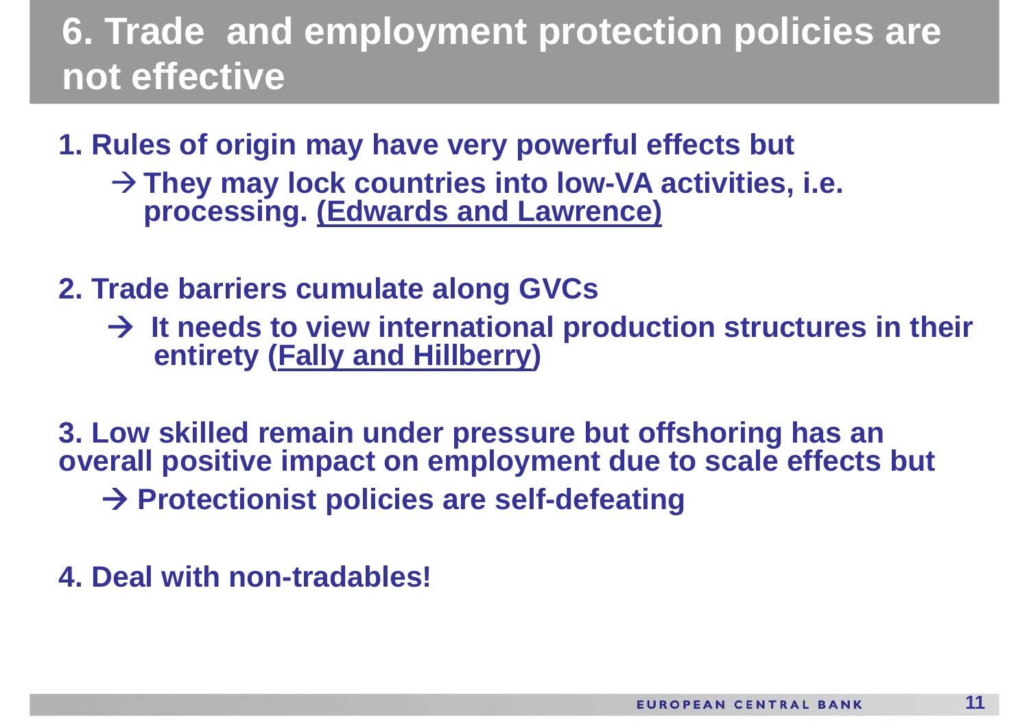# 6. Trade and employment protection policies are not effective

**1. Rules of origin may have very powerful effects but**

- **→ They may lock countries into low-VA activities, i.e. processing. (Edwards and Lawrence)**

**2. Trade barriers cumulate along GVCs**

- **→ It needs to view international production structures in their entirety (Fally and Hillberry)**

**3. Low skilled remain under pressure but offshoring has an overall positive impact on employment due to scale effects but**

- **→ Protectionist policies are self-defeating**

**4. Deal with non-tradables!**